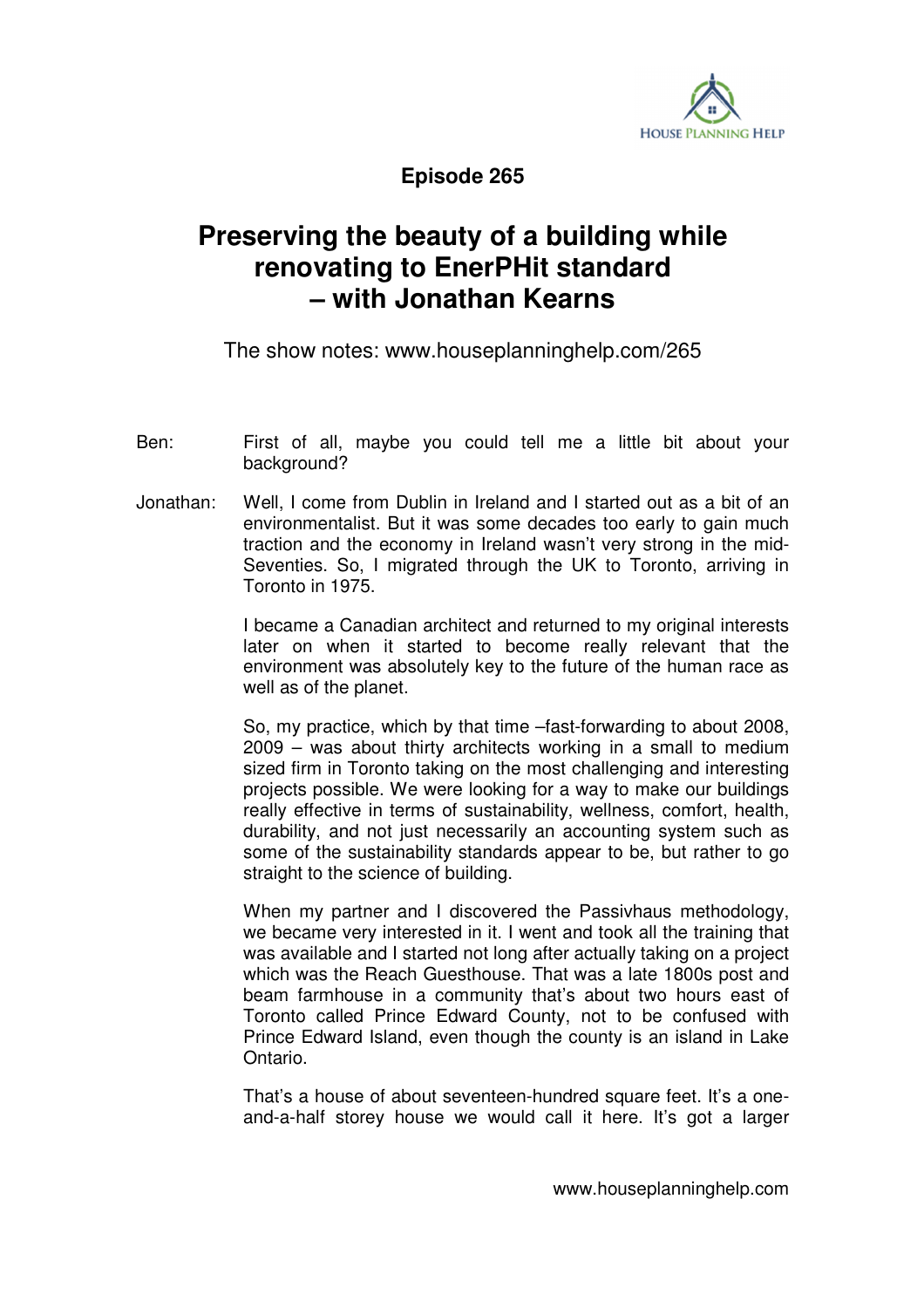**Episode 265**

# Preserving the beauty of a building while renovating to EnerPHit standard – with Jonathan Kearns

The show notes: www.houseplanninghelp.com/265

Ben: First of all, maybe you could tell me a little bit about your background?

Jonathan: Well, I come from Dublin in Ireland and I started out as a bit of an environmentalist. But it was some decades too early to gain much traction and the economy in Ireland wasn't very strong in the mid-Seventies. So, I migrated through the UK to Toronto, arriving in Toronto in 1975.

I became a Canadian architect and returned to my original interests later on when it started to become really relevant that the environment was absolutely key to the future of the human race as well as of the planet.

So, my practice, which by that time –fast-forwarding to about 2008, 2009 – was about thirty architects working in a small to medium sized firm in Toronto taking on the most challenging and interesting projects possible. We were looking for a way to make our buildings really effective in terms of sustainability, wellness, comfort, health, durability, and not just necessarily an accounting system such as some of the sustainability standards appear to be, but rather to go straight to the science of building.

When my partner and I discovered the Passivhaus methodology, we became very interested in it. I went and took all the training that was available and I started not long after actually taking on a project which was the Reach Guesthouse. That was a late 1800s post and beam farmhouse in a community that's about two hours east of Toronto called Prince Edward County, not to be confused with Prince Edward Island, even though the county is an island in Lake Ontario.

That's a house of about seventeen-hundred square feet. It's a one-and-a-half storey house we would call it here. It's got a larger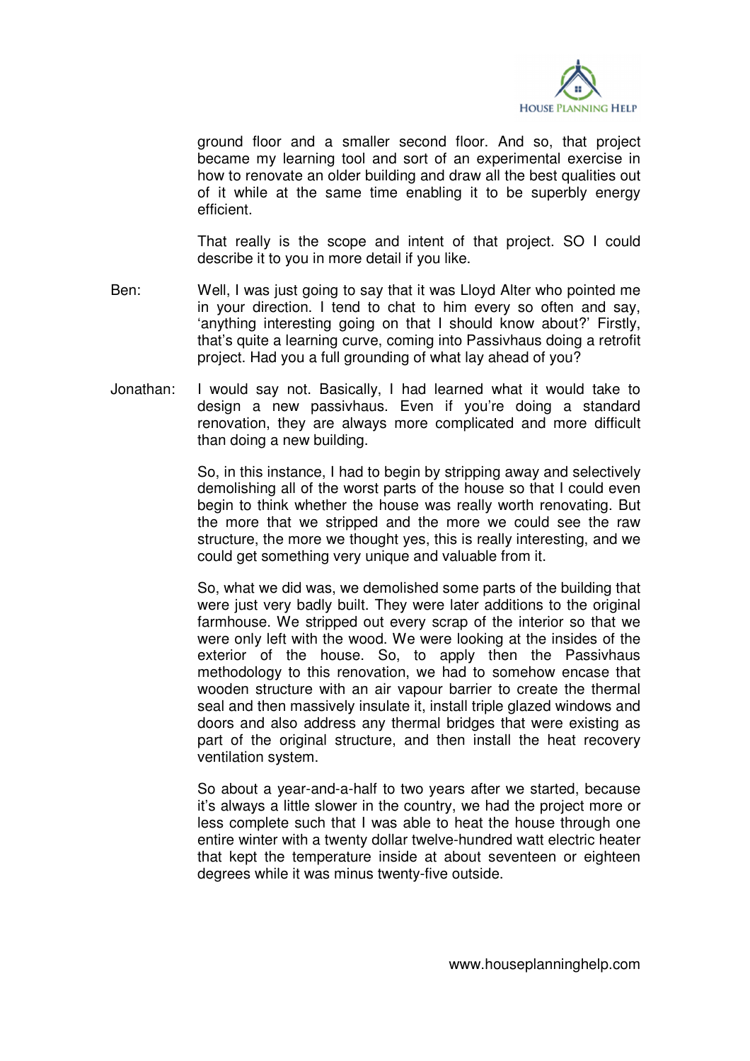ground floor and a smaller second floor. And so, that project became my learning tool and sort of an experimental exercise in how to renovate an older building and draw all the best qualities out of it while at the same time enabling it to be superbly energy efficient.

That really is the scope and intent of that project. SO I could describe it to you in more detail if you like.

**Ben:** Well, I was just going to say that it was Lloyd Alter who pointed me in your direction. I tend to chat to him every so often and say, 'anything interesting going on that I should know about?' Firstly, that's quite a learning curve, coming into Passivhaus doing a retrofit project. Had you a full grounding of what lay ahead of you?

**Jonathan:** I would say not. Basically, I had learned what it would take to design a new passivhaus. Even if you're doing a standard renovation, they are always more complicated and more difficult than doing a new building.

So, in this instance, I had to begin by stripping away and selectively demolishing all of the worst parts of the house so that I could even begin to think whether the house was really worth renovating. But the more that we stripped and the more we could see the raw structure, the more we thought yes, this is really interesting, and we could get something very unique and valuable from it.

So, what we did was, we demolished some parts of the building that were just very badly built. They were later additions to the original farmhouse. We stripped out every scrap of the interior so that we were only left with the wood. We were looking at the insides of the exterior of the house. So, to apply then the Passivhaus methodology to this renovation, we had to somehow encase that wooden structure with an air vapour barrier to create the thermal seal and then massively insulate it, install triple glazed windows and doors and also address any thermal bridges that were existing as part of the original structure, and then install the heat recovery ventilation system.

So about a year-and-a-half to two years after we started, because it's always a little slower in the country, we had the project more or less complete such that I was able to heat the house through one entire winter with a twenty dollar twelve-hundred watt electric heater that kept the temperature inside at about seventeen or eighteen degrees while it was minus twenty-five outside.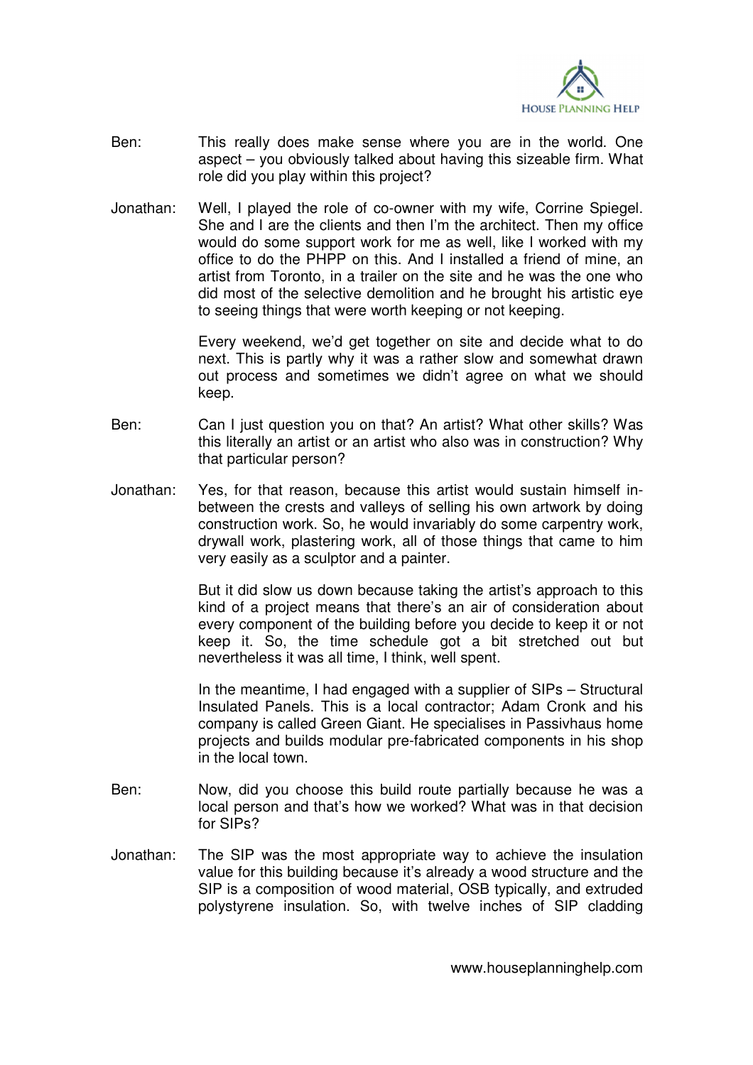Ben: This really does make sense where you are in the world. One aspect – you obviously talked about having this sizeable firm. What role did you play within this project?

Jonathan: Well, I played the role of co-owner with my wife, Corrine Spiegel. She and I are the clients and then I'm the architect. Then my office would do some support work for me as well, like I worked with my office to do the PHPP on this. And I installed a friend of mine, an artist from Toronto, in a trailer on the site and he was the one who did most of the selective demolition and he brought his artistic eye to seeing things that were worth keeping or not keeping.

Every weekend, we'd get together on site and decide what to do next. This is partly why it was a rather slow and somewhat drawn out process and sometimes we didn't agree on what we should keep.

Ben: Can I just question you on that? An artist? What other skills? Was this literally an artist or an artist who also was in construction? Why that particular person?

Jonathan: Yes, for that reason, because this artist would sustain himself in-between the crests and valleys of selling his own artwork by doing construction work. So, he would invariably do some carpentry work, drywall work, plastering work, all of those things that came to him very easily as a sculptor and a painter.

But it did slow us down because taking the artist's approach to this kind of a project means that there's an air of consideration about every component of the building before you decide to keep it or not keep it. So, the time schedule got a bit stretched out but nevertheless it was all time, I think, well spent.

In the meantime, I had engaged with a supplier of SIPs – Structural Insulated Panels. This is a local contractor; Adam Cronk and his company is called Green Giant. He specialises in Passivhaus home projects and builds modular pre-fabricated components in his shop in the local town.

Ben: Now, did you choose this build route partially because he was a local person and that's how we worked? What was in that decision for SIPs?

Jonathan: The SIP was the most appropriate way to achieve the insulation value for this building because it's already a wood structure and the SIP is a composition of wood material, OSB typically, and extruded polystyrene insulation. So, with twelve inches of SIP cladding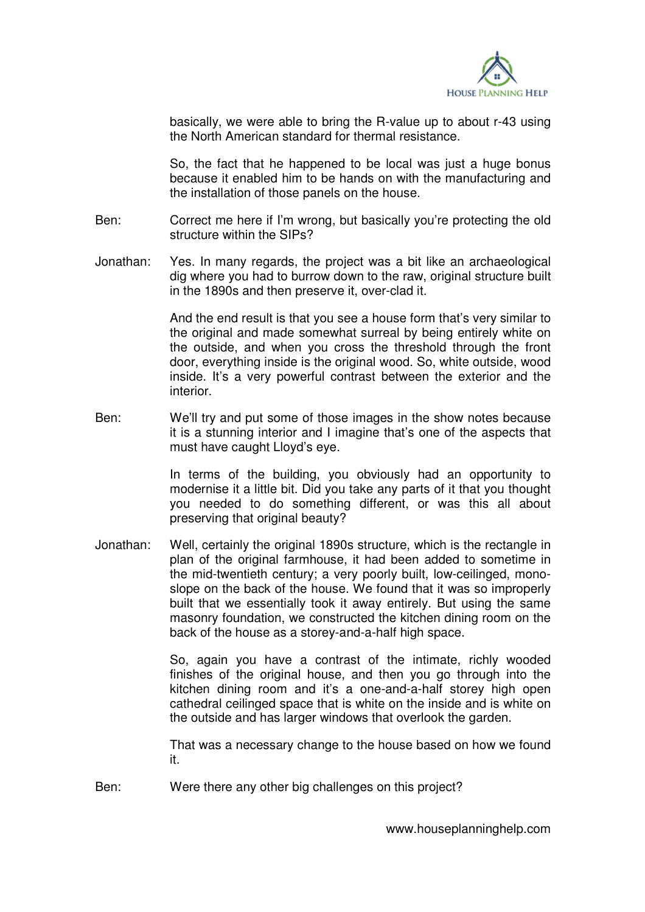basically, we were able to bring the R-value up to about r-43 using the North American standard for thermal resistance.

So, the fact that he happened to be local was just a huge bonus because it enabled him to be hands on with the manufacturing and the installation of those panels on the house.

Ben: Correct me here if I'm wrong, but basically you're protecting the old structure within the SIPs?

Jonathan: Yes. In many regards, the project was a bit like an archaeological dig where you had to burrow down to the raw, original structure built in the 1890s and then preserve it, over-clad it.

And the end result is that you see a house form that's very similar to the original and made somewhat surreal by being entirely white on the outside, and when you cross the threshold through the front door, everything inside is the original wood. So, white outside, wood inside. It's a very powerful contrast between the exterior and the interior.

Ben: We'll try and put some of those images in the show notes because it is a stunning interior and I imagine that's one of the aspects that must have caught Lloyd's eye.

In terms of the building, you obviously had an opportunity to modernise it a little bit. Did you take any parts of it that you thought you needed to do something different, or was this all about preserving that original beauty?

Jonathan: Well, certainly the original 1890s structure, which is the rectangle in plan of the original farmhouse, it had been added to sometime in the mid-twentieth century; a very poorly built, low-ceilinged, mono-slope on the back of the house. We found that it was so improperly built that we essentially took it away entirely. But using the same masonry foundation, we constructed the kitchen dining room on the back of the house as a storey-and-a-half high space.

So, again you have a contrast of the intimate, richly wooded finishes of the original house, and then you go through into the kitchen dining room and it's a one-and-a-half storey high open cathedral ceilinged space that is white on the inside and is white on the outside and has larger windows that overlook the garden.

That was a necessary change to the house based on how we found it.

Ben: Were there any other big challenges on this project?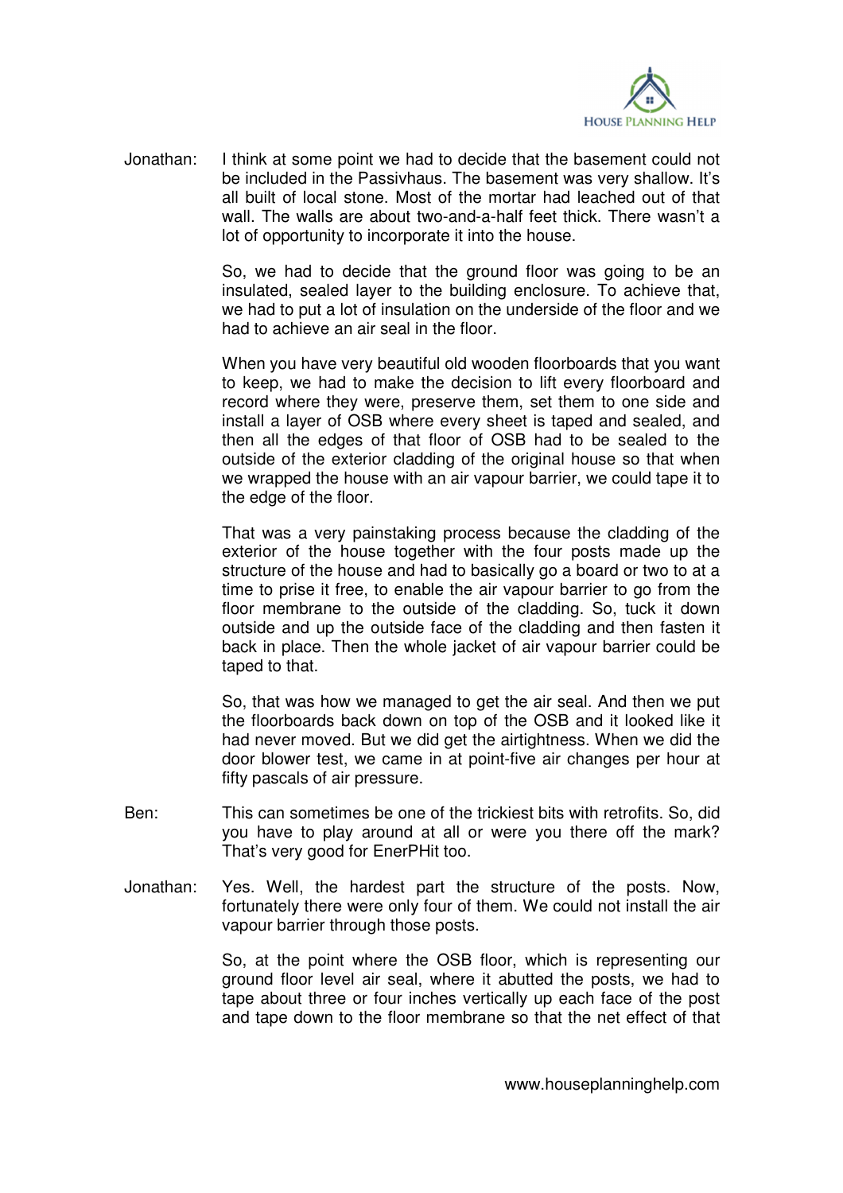Jonathan: I think at some point we had to decide that the basement could not be included in the Passivhaus. The basement was very shallow. It's all built of local stone. Most of the mortar had leached out of that wall. The walls are about two-and-a-half feet thick. There wasn't a lot of opportunity to incorporate it into the house.

So, we had to decide that the ground floor was going to be an insulated, sealed layer to the building enclosure. To achieve that, we had to put a lot of insulation on the underside of the floor and we had to achieve an air seal in the floor.

When you have very beautiful old wooden floorboards that you want to keep, we had to make the decision to lift every floorboard and record where they were, preserve them, set them to one side and install a layer of OSB where every sheet is taped and sealed, and then all the edges of that floor of OSB had to be sealed to the outside of the exterior cladding of the original house so that when we wrapped the house with an air vapour barrier, we could tape it to the edge of the floor.

That was a very painstaking process because the cladding of the exterior of the house together with the four posts made up the structure of the house and had to basically go a board or two to at a time to prise it free, to enable the air vapour barrier to go from the floor membrane to the outside of the cladding. So, tuck it down outside and up the outside face of the cladding and then fasten it back in place. Then the whole jacket of air vapour barrier could be taped to that.

So, that was how we managed to get the air seal. And then we put the floorboards back down on top of the OSB and it looked like it had never moved. But we did get the airtightness. When we did the door blower test, we came in at point-five air changes per hour at fifty pascals of air pressure.

Ben: This can sometimes be one of the trickiest bits with retrofits. So, did you have to play around at all or were you there off the mark? That's very good for EnerPHit too.

Jonathan: Yes. Well, the hardest part the structure of the posts. Now, fortunately there were only four of them. We could not install the air vapour barrier through those posts.

So, at the point where the OSB floor, which is representing our ground floor level air seal, where it abutted the posts, we had to tape about three or four inches vertically up each face of the post and tape down to the floor membrane so that the net effect of that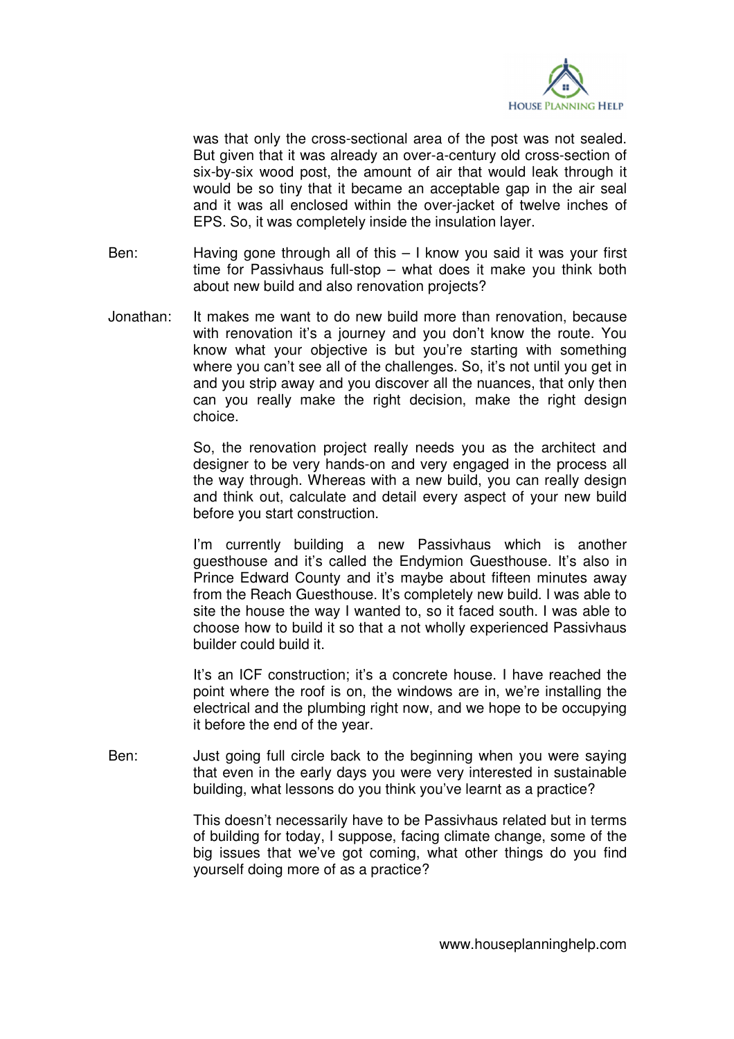was that only the cross-sectional area of the post was not sealed. But given that it was already an over-a-century old cross-section of six-by-six wood post, the amount of air that would leak through it would be so tiny that it became an acceptable gap in the air seal and it was all enclosed within the over-jacket of twelve inches of EPS. So, it was completely inside the insulation layer.

Ben: Having gone through all of this – I know you said it was your first time for Passivhaus full-stop – what does it make you think both about new build and also renovation projects?

Jonathan: It makes me want to do new build more than renovation, because with renovation it's a journey and you don't know the route. You know what your objective is but you're starting with something where you can't see all of the challenges. So, it's not until you get in and you strip away and you discover all the nuances, that only then can you really make the right decision, make the right design choice.

So, the renovation project really needs you as the architect and designer to be very hands-on and very engaged in the process all the way through. Whereas with a new build, you can really design and think out, calculate and detail every aspect of your new build before you start construction.

I'm currently building a new Passivhaus which is another guesthouse and it's called the Endymion Guesthouse. It's also in Prince Edward County and it's maybe about fifteen minutes away from the Reach Guesthouse. It's completely new build. I was able to site the house the way I wanted to, so it faced south. I was able to choose how to build it so that a not wholly experienced Passivhaus builder could build it.

It's an ICF construction; it's a concrete house. I have reached the point where the roof is on, the windows are in, we're installing the electrical and the plumbing right now, and we hope to be occupying it before the end of the year.

Ben: Just going full circle back to the beginning when you were saying that even in the early days you were very interested in sustainable building, what lessons do you think you've learnt as a practice?

This doesn't necessarily have to be Passivhaus related but in terms of building for today, I suppose, facing climate change, some of the big issues that we've got coming, what other things do you find yourself doing more of as a practice?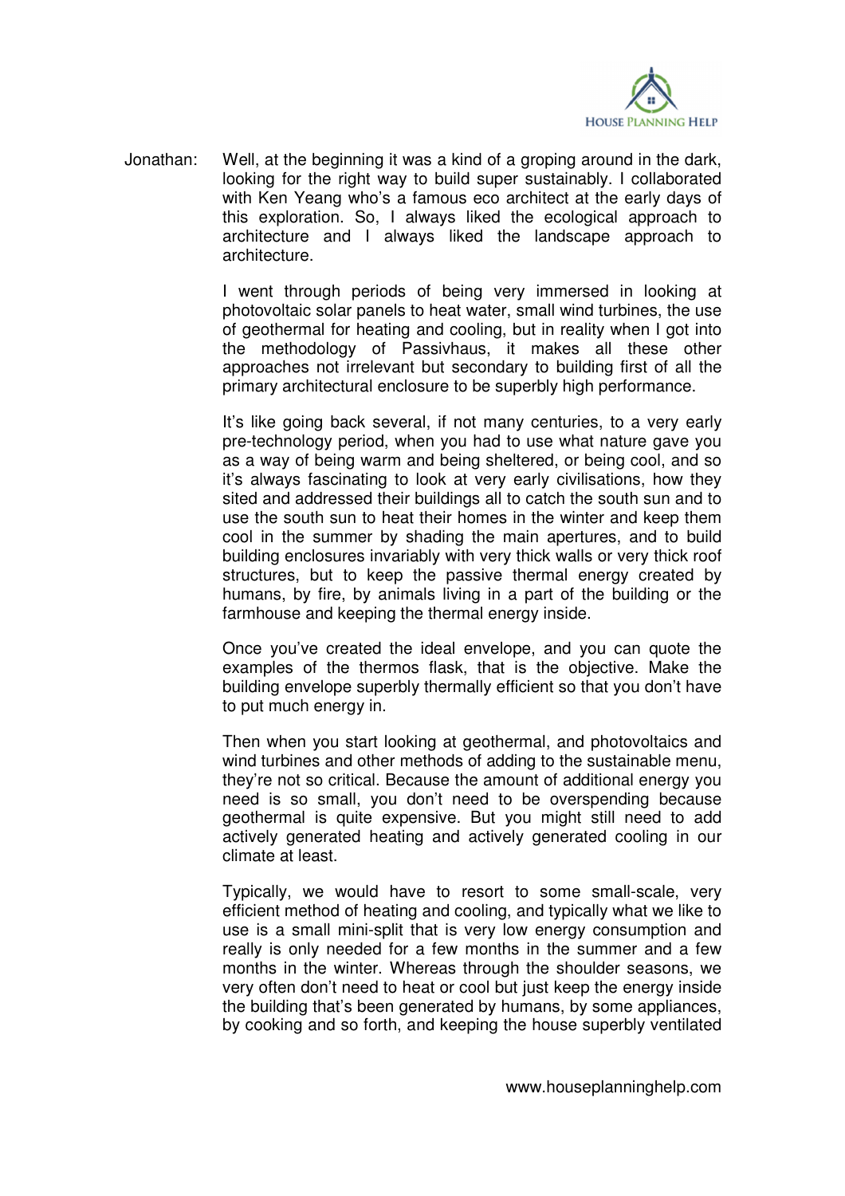Jonathan: Well, at the beginning it was a kind of a groping around in the dark, looking for the right way to build super sustainably. I collaborated with Ken Yeang who's a famous eco architect at the early days of this exploration. So, I always liked the ecological approach to architecture and I always liked the landscape approach to architecture.

I went through periods of being very immersed in looking at photovoltaic solar panels to heat water, small wind turbines, the use of geothermal for heating and cooling, but in reality when I got into the methodology of Passivhaus, it makes all these other approaches not irrelevant but secondary to building first of all the primary architectural enclosure to be superbly high performance.

It's like going back several, if not many centuries, to a very early pre-technology period, when you had to use what nature gave you as a way of being warm and being sheltered, or being cool, and so it's always fascinating to look at very early civilisations, how they sited and addressed their buildings all to catch the south sun and to use the south sun to heat their homes in the winter and keep them cool in the summer by shading the main apertures, and to build building enclosures invariably with very thick walls or very thick roof structures, but to keep the passive thermal energy created by humans, by fire, by animals living in a part of the building or the farmhouse and keeping the thermal energy inside.

Once you've created the ideal envelope, and you can quote the examples of the thermos flask, that is the objective. Make the building envelope superbly thermally efficient so that you don't have to put much energy in.

Then when you start looking at geothermal, and photovoltaics and wind turbines and other methods of adding to the sustainable menu, they're not so critical. Because the amount of additional energy you need is so small, you don't need to be overspending because geothermal is quite expensive. But you might still need to add actively generated heating and actively generated cooling in our climate at least.

Typically, we would have to resort to some small-scale, very efficient method of heating and cooling, and typically what we like to use is a small mini-split that is very low energy consumption and really is only needed for a few months in the summer and a few months in the winter. Whereas through the shoulder seasons, we very often don't need to heat or cool but just keep the energy inside the building that's been generated by humans, by some appliances, by cooking and so forth, and keeping the house superbly ventilated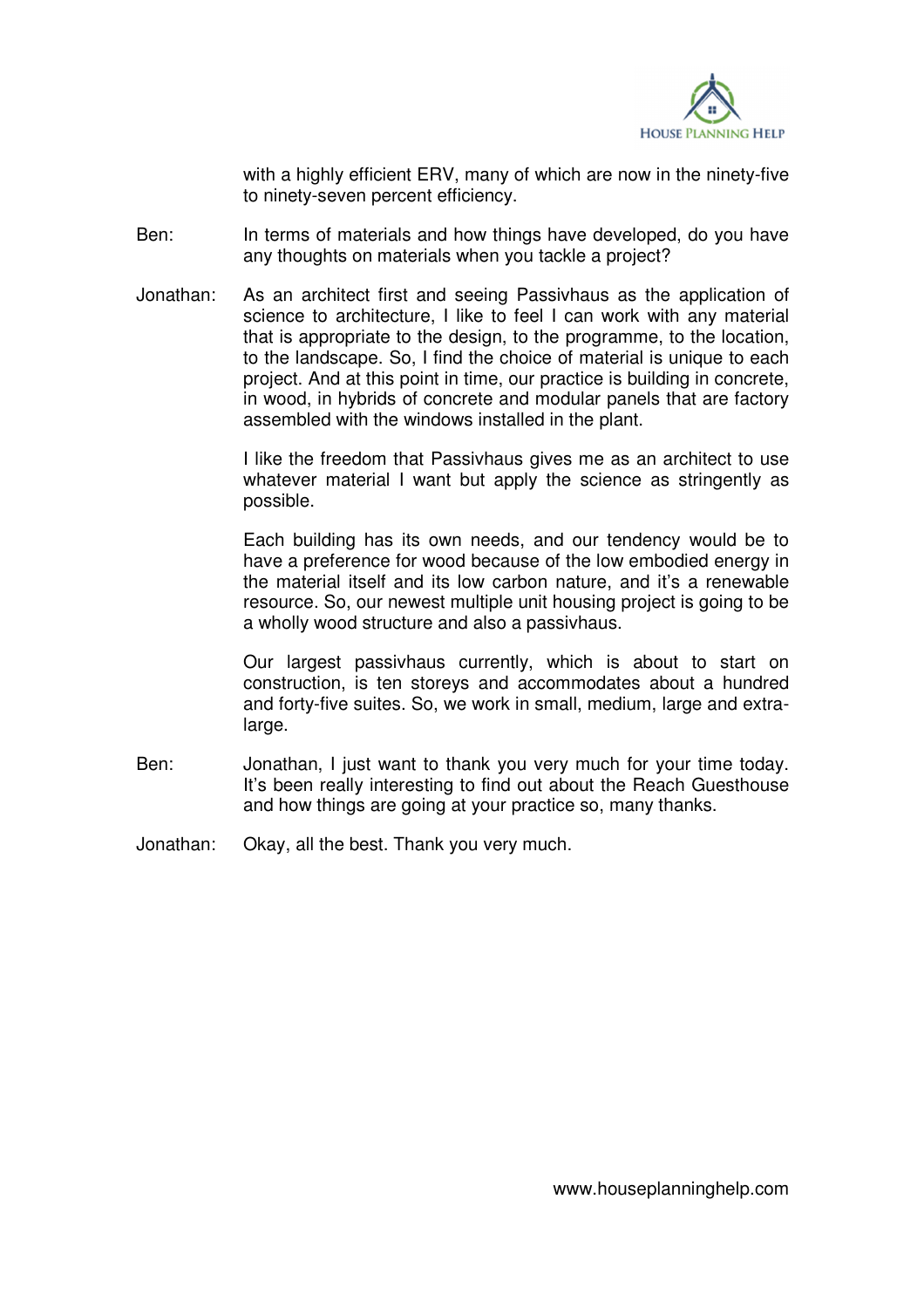with a highly efficient ERV, many of which are now in the ninety-five to ninety-seven percent efficiency.

Ben: In terms of materials and how things have developed, do you have any thoughts on materials when you tackle a project?

Jonathan: As an architect first and seeing Passivhaus as the application of science to architecture, I like to feel I can work with any material that is appropriate to the design, to the programme, to the location, to the landscape. So, I find the choice of material is unique to each project. And at this point in time, our practice is building in concrete, in wood, in hybrids of concrete and modular panels that are factory assembled with the windows installed in the plant.

I like the freedom that Passivhaus gives me as an architect to use whatever material I want but apply the science as stringently as possible.

Each building has its own needs, and our tendency would be to have a preference for wood because of the low embodied energy in the material itself and its low carbon nature, and it's a renewable resource. So, our newest multiple unit housing project is going to be a wholly wood structure and also a passivhaus.

Our largest passivhaus currently, which is about to start on construction, is ten storeys and accommodates about a hundred and forty-five suites. So, we work in small, medium, large and extra-large.

Ben: Jonathan, I just want to thank you very much for your time today. It's been really interesting to find out about the Reach Guesthouse and how things are going at your practice so, many thanks.

Jonathan: Okay, all the best. Thank you very much.